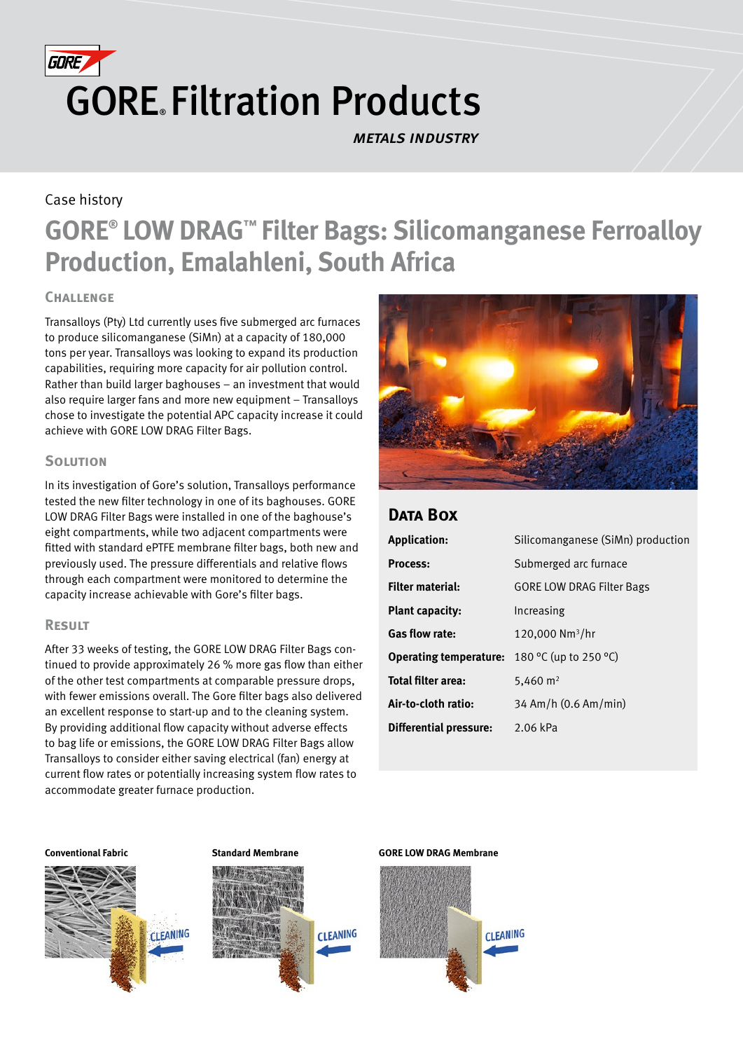# GORE® Filtration Products

*METALS INDUSTRY*

Case history

## GORE® LOW DRAG™ Filter Bags: Silicomanganese Ferroalloy Production, Emalahleni, South Africa

### Challenge

Transalloys (Pty) Ltd currently uses five submerged arc furnaces to produce silicomanganese (SiMn) at a capacity of 180,000 tons per year. Transalloys was looking to expand its production capabilities, requiring more capacity for air pollution control. Rather than build larger baghouses – an investment that would also require larger fans and more new equipment – Transalloys chose to investigate the potential APC capacity increase it could achieve with GORE LOW DRAG Filter Bags.

### Solution

In its investigation of Gore's solution, Transalloys performance tested the new filter technology in one of its baghouses. GORE LOW DRAG Filter Bags were installed in one of the baghouse's eight compartments, while two adjacent compartments were fitted with standard ePTFE membrane filter bags, both new and previously used. The pressure differentials and relative flows through each compartment were monitored to determine the capacity increase achievable with Gore's filter bags.

### Result

After 33 weeks of testing, the GORE LOW DRAG Filter Bags continued to provide approximately 26 % more gas flow than either of the other test compartments at comparable pressure drops, with fewer emissions overall. The Gore filter bags also delivered an excellent response to start-up and to the cleaning system. By providing additional flow capacity without adverse effects to bag life or emissions, the GORE LOW DRAG Filter Bags allow Transalloys to consider either saving electrical (fan) energy at current flow rates or potentially increasing system flow rates to accommodate greater furnace production.

### Data Box

| | |
|---|---|
| **Application:** | Silicomanganese (SiMn) production |
| **Process:** | Submerged arc furnace |
| **Filter material:** | GORE LOW DRAG Filter Bags |
| **Plant capacity:** | Increasing |
| **Gas flow rate:** | 120,000 $Nm^3/hr$ |
| **Operating temperature:** | 180 °C (up to 250 °C) |
| **Total filter area:** | 5,460 $m^2$ |
| **Air-to-cloth ratio:** | 34 Am/h (0.6 Am/min) |
| **Differential pressure:** | 2.06 kPa |

**Conventional Fabric** — CLEANING

**Standard Membrane** — CLEANING

**GORE LOW DRAG Membrane** — CLEANING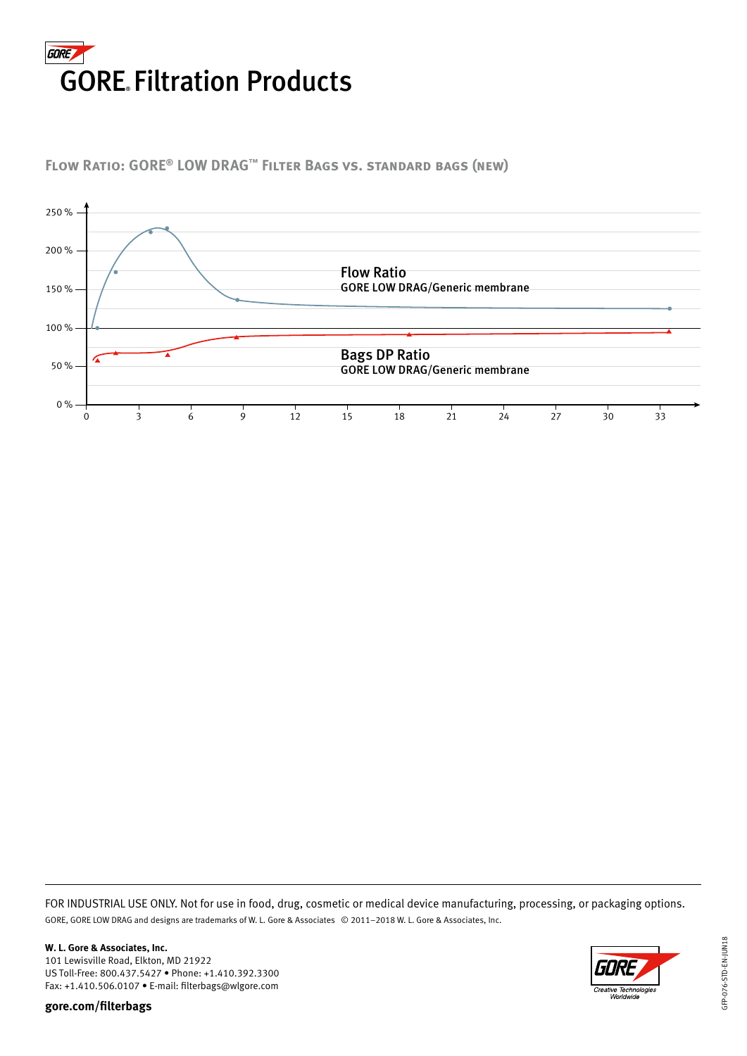# GORE® Filtration Products

## Flow Ratio: GORE® LOW DRAG™ Filter Bags vs. standard bags (new)

250 %
200 %
150 %
100 %
50 %
0 %

0 3 6 9 12 15 18 21 24 27 30 33

Flow Ratio
GORE LOW DRAG/Generic membrane

Bags DP Ratio
GORE LOW DRAG/Generic membrane

FOR INDUSTRIAL USE ONLY. Not for use in food, drug, cosmetic or medical device manufacturing, processing, or packaging options.

GORE, GORE LOW DRAG and designs are trademarks of W. L. Gore & Associates © 2011–2018 W. L. Gore & Associates, Inc.

**W. L. Gore & Associates, Inc.**
101 Lewisville Road, Elkton, MD 21922
US Toll-Free: 800.437.5427 • Phone: +1.410.392.3300
Fax: +1.410.506.0107 • E-mail: filterbags@wlgore.com

**gore.com/filterbags**

GORE Creative Technologies Worldwide

GFP-076-STD-EN-JUN18